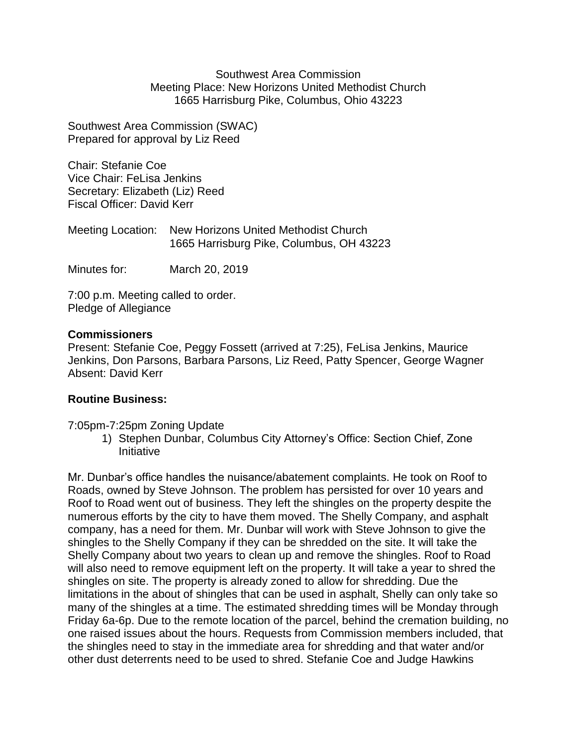Southwest Area Commission
Meeting Place: New Horizons United Methodist Church
1665 Harrisburg Pike, Columbus, Ohio 43223

Southwest Area Commission (SWAC)
Prepared for approval by Liz Reed

Chair: Stefanie Coe
Vice Chair: FeLisa Jenkins
Secretary: Elizabeth (Liz) Reed
Fiscal Officer: David Kerr

Meeting Location: New Horizons United Methodist Church
1665 Harrisburg Pike, Columbus, OH 43223

Minutes for: March 20, 2019

7:00 p.m. Meeting called to order.
Pledge of Allegiance

**Commissioners**
Present: Stefanie Coe, Peggy Fossett (arrived at 7:25), FeLisa Jenkins, Maurice Jenkins, Don Parsons, Barbara Parsons, Liz Reed, Patty Spencer, George Wagner
Absent: David Kerr

**Routine Business:**

7:05pm-7:25pm Zoning Update

1) Stephen Dunbar, Columbus City Attorney's Office: Section Chief, Zone Initiative

Mr. Dunbar's office handles the nuisance/abatement complaints. He took on Roof to Roads, owned by Steve Johnson. The problem has persisted for over 10 years and Roof to Road went out of business. They left the shingles on the property despite the numerous efforts by the city to have them moved. The Shelly Company, and asphalt company, has a need for them. Mr. Dunbar will work with Steve Johnson to give the shingles to the Shelly Company if they can be shredded on the site. It will take the Shelly Company about two years to clean up and remove the shingles. Roof to Road will also need to remove equipment left on the property. It will take a year to shred the shingles on site. The property is already zoned to allow for shredding. Due the limitations in the about of shingles that can be used in asphalt, Shelly can only take so many of the shingles at a time. The estimated shredding times will be Monday through Friday 6a-6p. Due to the remote location of the parcel, behind the cremation building, no one raised issues about the hours. Requests from Commission members included, that the shingles need to stay in the immediate area for shredding and that water and/or other dust deterrents need to be used to shred. Stefanie Coe and Judge Hawkins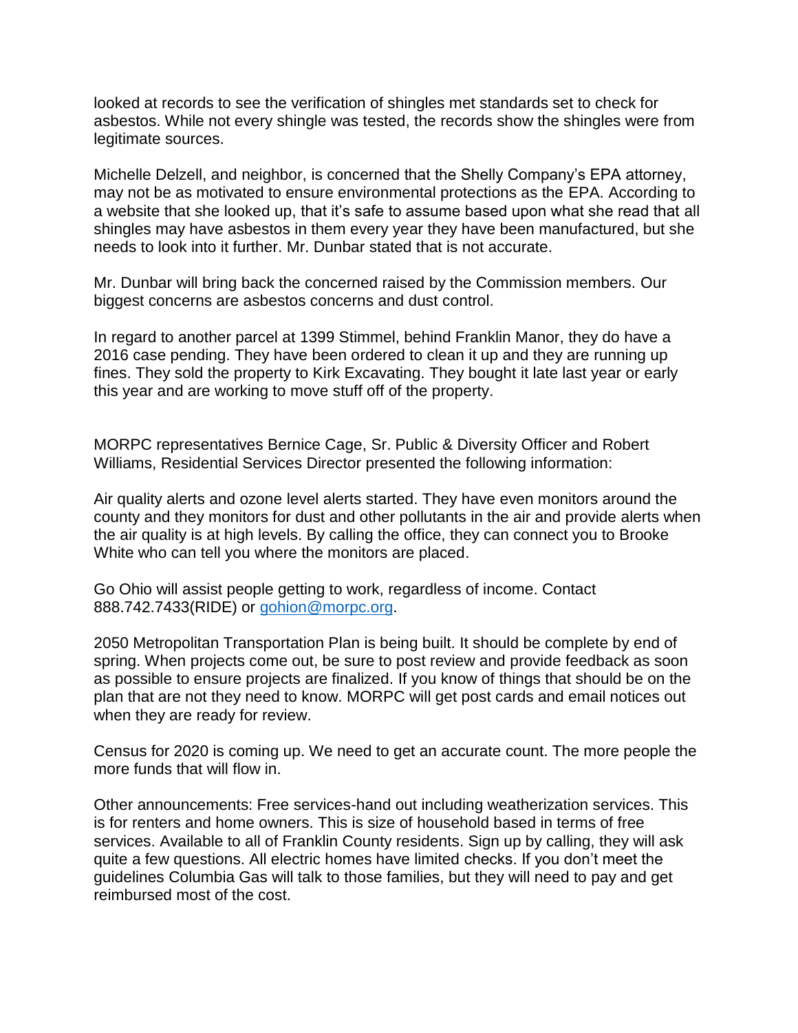looked at records to see the verification of shingles met standards set to check for asbestos. While not every shingle was tested, the records show the shingles were from legitimate sources.

Michelle Delzell, and neighbor, is concerned that the Shelly Company's EPA attorney, may not be as motivated to ensure environmental protections as the EPA. According to a website that she looked up, that it's safe to assume based upon what she read that all shingles may have asbestos in them every year they have been manufactured, but she needs to look into it further. Mr. Dunbar stated that is not accurate.

Mr. Dunbar will bring back the concerned raised by the Commission members. Our biggest concerns are asbestos concerns and dust control.

In regard to another parcel at 1399 Stimmel, behind Franklin Manor, they do have a 2016 case pending. They have been ordered to clean it up and they are running up fines. They sold the property to Kirk Excavating. They bought it late last year or early this year and are working to move stuff off of the property.

MORPC representatives Bernice Cage, Sr. Public & Diversity Officer and Robert Williams, Residential Services Director presented the following information:

Air quality alerts and ozone level alerts started. They have even monitors around the county and they monitors for dust and other pollutants in the air and provide alerts when the air quality is at high levels. By calling the office, they can connect you to Brooke White who can tell you where the monitors are placed.

Go Ohio will assist people getting to work, regardless of income. Contact 888.742.7433(RIDE) or gohion@morpc.org.

2050 Metropolitan Transportation Plan is being built. It should be complete by end of spring. When projects come out, be sure to post review and provide feedback as soon as possible to ensure projects are finalized. If you know of things that should be on the plan that are not they need to know. MORPC will get post cards and email notices out when they are ready for review.

Census for 2020 is coming up. We need to get an accurate count. The more people the more funds that will flow in.

Other announcements: Free services-hand out including weatherization services. This is for renters and home owners. This is size of household based in terms of free services. Available to all of Franklin County residents. Sign up by calling, they will ask quite a few questions. All electric homes have limited checks. If you don't meet the guidelines Columbia Gas will talk to those families, but they will need to pay and get reimbursed most of the cost.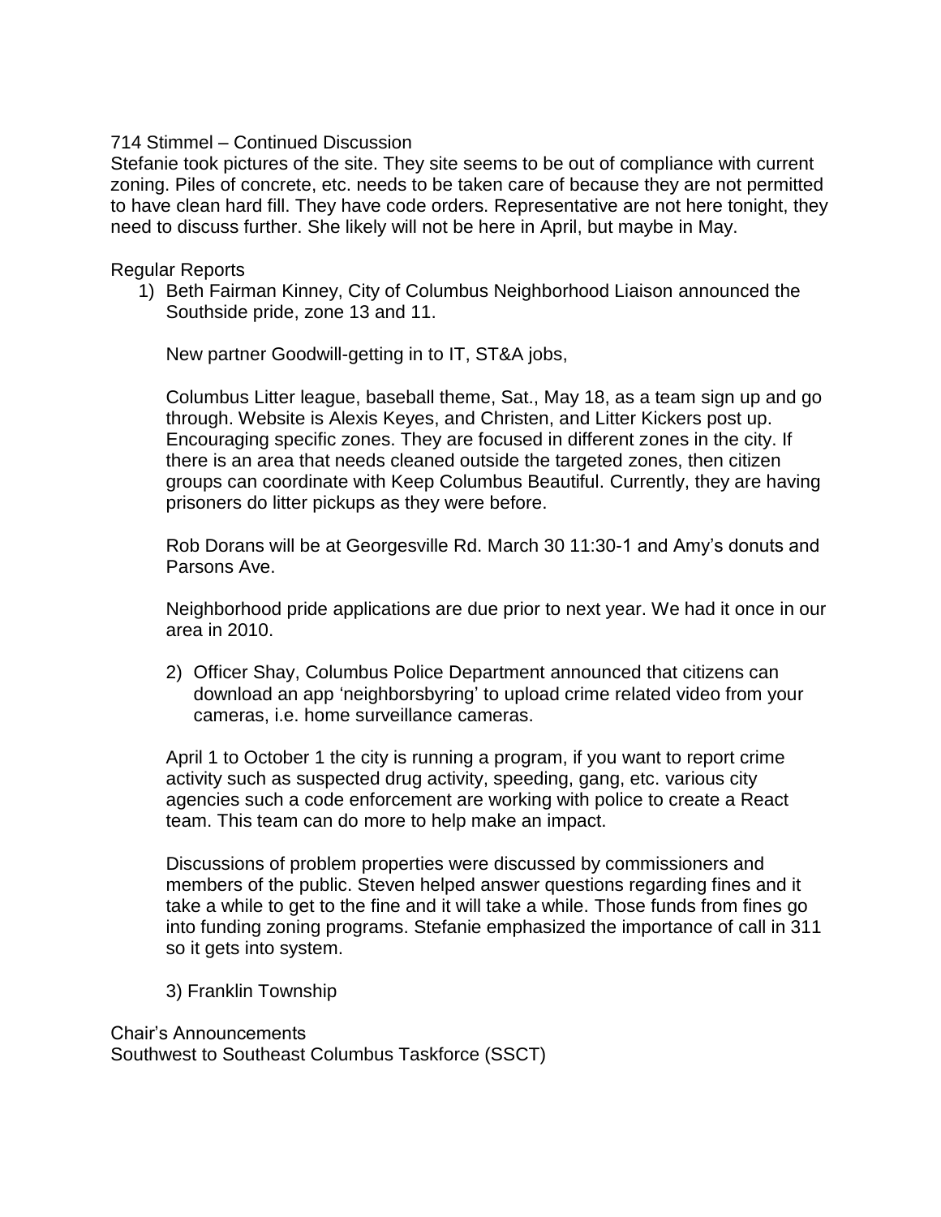714 Stimmel – Continued Discussion

Stefanie took pictures of the site. They site seems to be out of compliance with current zoning. Piles of concrete, etc. needs to be taken care of because they are not permitted to have clean hard fill. They have code orders. Representative are not here tonight, they need to discuss further. She likely will not be here in April, but maybe in May.

Regular Reports

1) Beth Fairman Kinney, City of Columbus Neighborhood Liaison announced the Southside pride, zone 13 and 11.

   New partner Goodwill-getting in to IT, ST&A jobs,

   Columbus Litter league, baseball theme, Sat., May 18, as a team sign up and go through. Website is Alexis Keyes, and Christen, and Litter Kickers post up. Encouraging specific zones. They are focused in different zones in the city. If there is an area that needs cleaned outside the targeted zones, then citizen groups can coordinate with Keep Columbus Beautiful. Currently, they are having prisoners do litter pickups as they were before.

   Rob Dorans will be at Georgesville Rd. March 30 11:30-1 and Amy's donuts and Parsons Ave.

   Neighborhood pride applications are due prior to next year. We had it once in our area in 2010.

2) Officer Shay, Columbus Police Department announced that citizens can download an app 'neighborsbyring' to upload crime related video from your cameras, i.e. home surveillance cameras.

   April 1 to October 1 the city is running a program, if you want to report crime activity such as suspected drug activity, speeding, gang, etc. various city agencies such a code enforcement are working with police to create a React team. This team can do more to help make an impact.

   Discussions of problem properties were discussed by commissioners and members of the public. Steven helped answer questions regarding fines and it take a while to get to the fine and it will take a while. Those funds from fines go into funding zoning programs. Stefanie emphasized the importance of call in 311 so it gets into system.

3) Franklin Township

Chair's Announcements

Southwest to Southeast Columbus Taskforce (SSCT)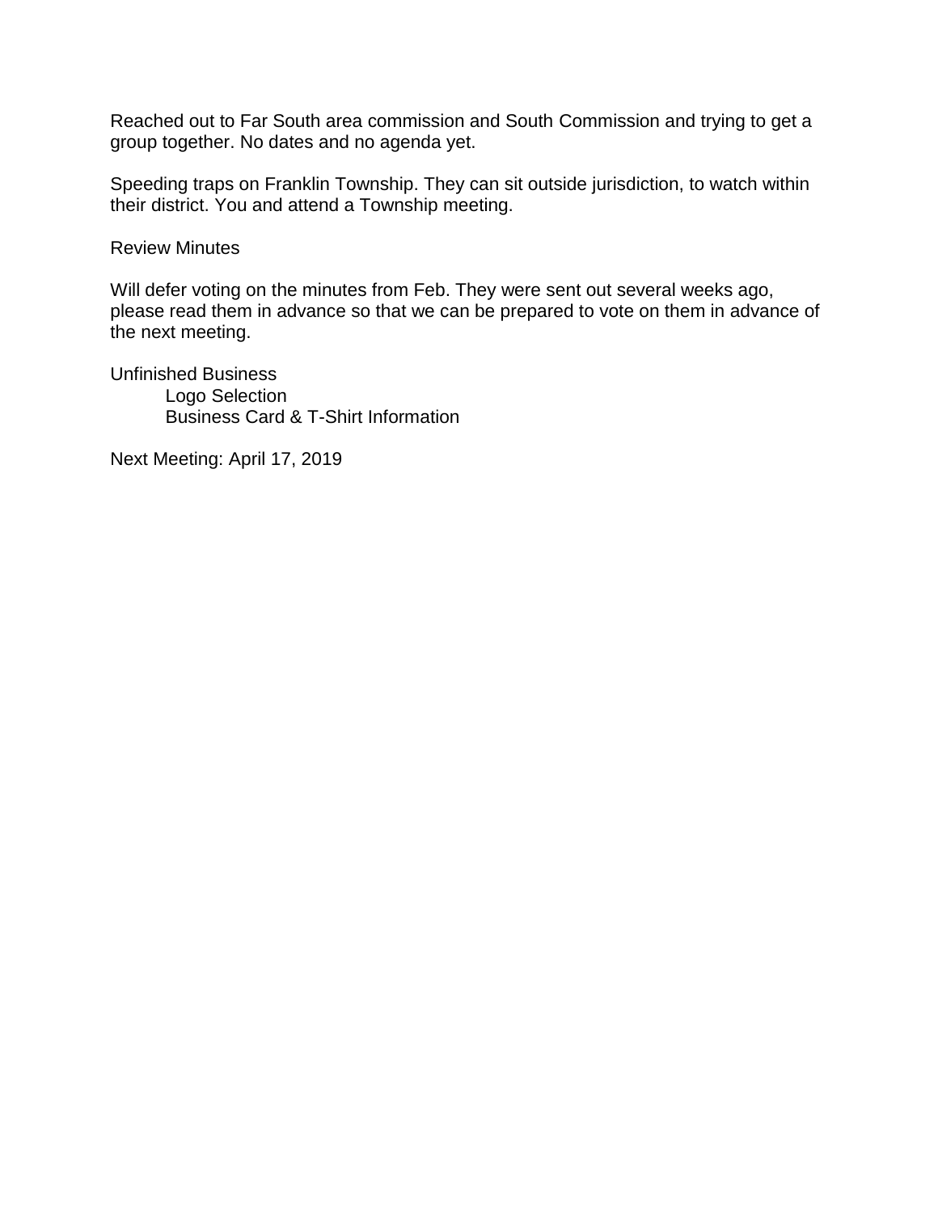Reached out to Far South area commission and South Commission and trying to get a group together. No dates and no agenda yet.

Speeding traps on Franklin Township. They can sit outside jurisdiction, to watch within their district. You and attend a Township meeting.

Review Minutes

Will defer voting on the minutes from Feb. They were sent out several weeks ago, please read them in advance so that we can be prepared to vote on them in advance of the next meeting.

Unfinished Business

- Logo Selection
- Business Card & T-Shirt Information

Next Meeting: April 17, 2019